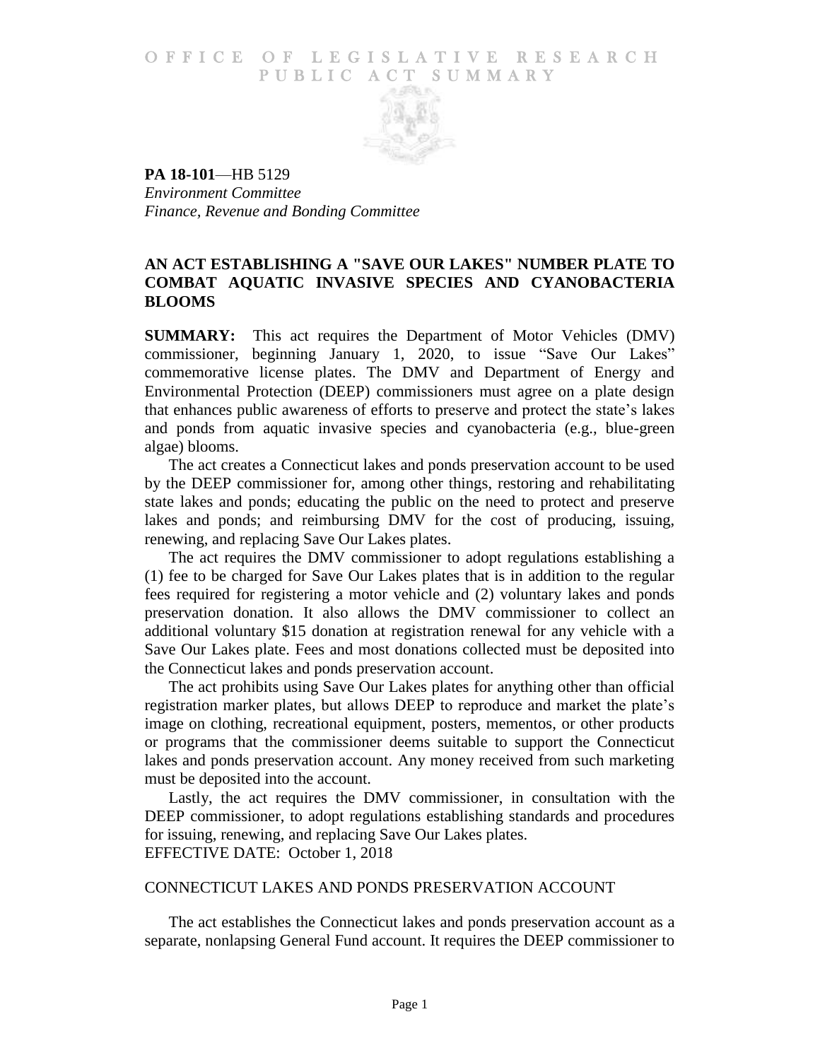# OFFICE OF LEGISLATIVE RESEARCH PUBLIC ACT SUMMARY

**PA 18-101**—HB 5129
*Environment Committee*
*Finance, Revenue and Bonding Committee*

## AN ACT ESTABLISHING A "SAVE OUR LAKES" NUMBER PLATE TO COMBAT AQUATIC INVASIVE SPECIES AND CYANOBACTERIA BLOOMS

**SUMMARY:** This act requires the Department of Motor Vehicles (DMV) commissioner, beginning January 1, 2020, to issue "Save Our Lakes" commemorative license plates. The DMV and Department of Energy and Environmental Protection (DEEP) commissioners must agree on a plate design that enhances public awareness of efforts to preserve and protect the state's lakes and ponds from aquatic invasive species and cyanobacteria (e.g., blue-green algae) blooms.

The act creates a Connecticut lakes and ponds preservation account to be used by the DEEP commissioner for, among other things, restoring and rehabilitating state lakes and ponds; educating the public on the need to protect and preserve lakes and ponds; and reimbursing DMV for the cost of producing, issuing, renewing, and replacing Save Our Lakes plates.

The act requires the DMV commissioner to adopt regulations establishing a (1) fee to be charged for Save Our Lakes plates that is in addition to the regular fees required for registering a motor vehicle and (2) voluntary lakes and ponds preservation donation. It also allows the DMV commissioner to collect an additional voluntary $15 donation at registration renewal for any vehicle with a Save Our Lakes plate. Fees and most donations collected must be deposited into the Connecticut lakes and ponds preservation account.

The act prohibits using Save Our Lakes plates for anything other than official registration marker plates, but allows DEEP to reproduce and market the plate's image on clothing, recreational equipment, posters, mementos, or other products or programs that the commissioner deems suitable to support the Connecticut lakes and ponds preservation account. Any money received from such marketing must be deposited into the account.

Lastly, the act requires the DMV commissioner, in consultation with the DEEP commissioner, to adopt regulations establishing standards and procedures for issuing, renewing, and replacing Save Our Lakes plates.

EFFECTIVE DATE: October 1, 2018

### CONNECTICUT LAKES AND PONDS PRESERVATION ACCOUNT

The act establishes the Connecticut lakes and ponds preservation account as a separate, nonlapsing General Fund account. It requires the DEEP commissioner to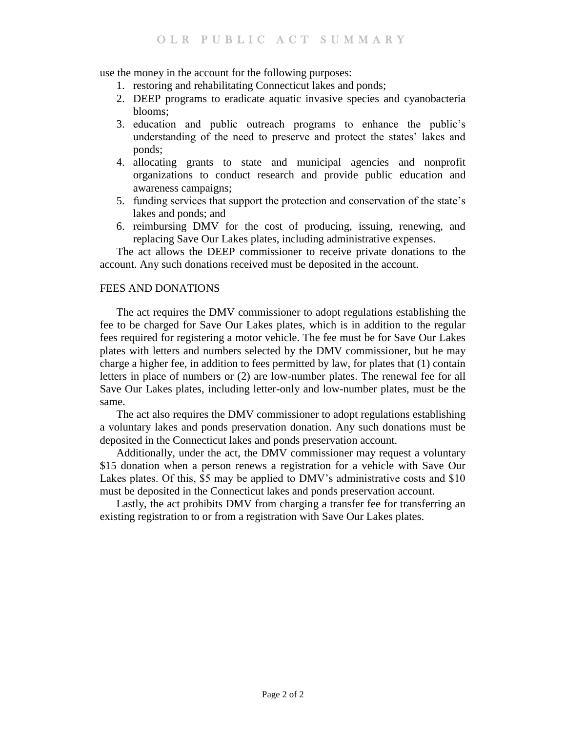use the money in the account for the following purposes:

1. restoring and rehabilitating Connecticut lakes and ponds;
2. DEEP programs to eradicate aquatic invasive species and cyanobacteria blooms;
3. education and public outreach programs to enhance the public's understanding of the need to preserve and protect the states' lakes and ponds;
4. allocating grants to state and municipal agencies and nonprofit organizations to conduct research and provide public education and awareness campaigns;
5. funding services that support the protection and conservation of the state's lakes and ponds; and
6. reimbursing DMV for the cost of producing, issuing, renewing, and replacing Save Our Lakes plates, including administrative expenses.

The act allows the DEEP commissioner to receive private donations to the account. Any such donations received must be deposited in the account.

## FEES AND DONATIONS

The act requires the DMV commissioner to adopt regulations establishing the fee to be charged for Save Our Lakes plates, which is in addition to the regular fees required for registering a motor vehicle. The fee must be for Save Our Lakes plates with letters and numbers selected by the DMV commissioner, but he may charge a higher fee, in addition to fees permitted by law, for plates that (1) contain letters in place of numbers or (2) are low-number plates. The renewal fee for all Save Our Lakes plates, including letter-only and low-number plates, must be the same.

The act also requires the DMV commissioner to adopt regulations establishing a voluntary lakes and ponds preservation donation. Any such donations must be deposited in the Connecticut lakes and ponds preservation account.

Additionally, under the act, the DMV commissioner may request a voluntary $15 donation when a person renews a registration for a vehicle with Save Our Lakes plates. Of this, $5 may be applied to DMV's administrative costs and $10 must be deposited in the Connecticut lakes and ponds preservation account.

Lastly, the act prohibits DMV from charging a transfer fee for transferring an existing registration to or from a registration with Save Our Lakes plates.